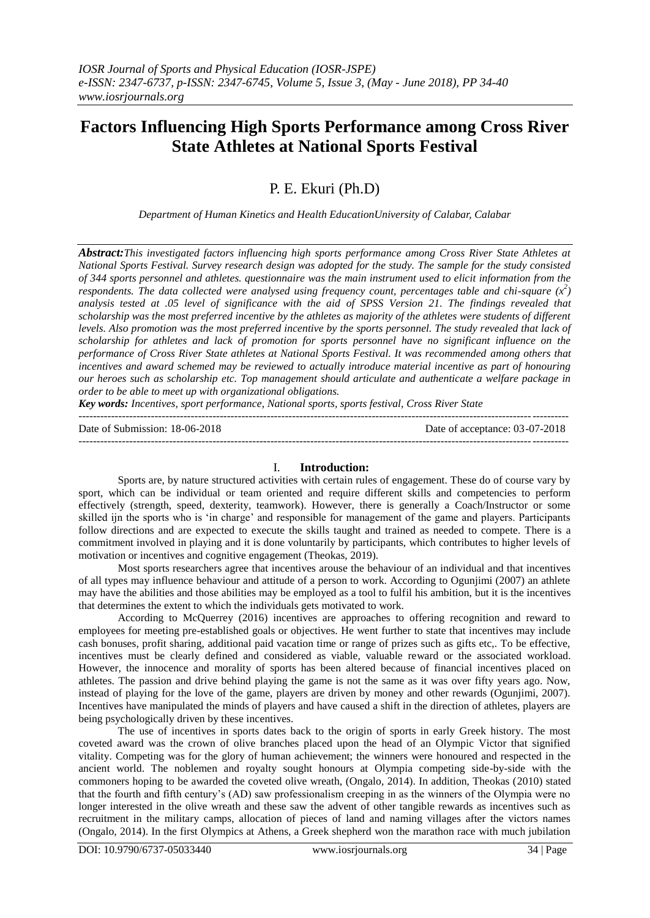# Factors Influencing High Sports Performance among Cross River State Athletes at National Sports Festival

## P. E. Ekuri (Ph.D)

*Department of Human Kinetics and Health EducationUniversity of Calabar, Calabar*

***Abstract:****This investigated factors influencing high sports performance among Cross River State Athletes at National Sports Festival. Survey research design was adopted for the study. The sample for the study consisted of 344 sports personnel and athletes. questionnaire was the main instrument used to elicit information from the respondents. The data collected were analysed using frequency count, percentages table and chi-square ($x^2$) analysis tested at .05 level of significance with the aid of SPSS Version 21. The findings revealed that scholarship was the most preferred incentive by the athletes as majority of the athletes were students of different levels. Also promotion was the most preferred incentive by the sports personnel. The study revealed that lack of scholarship for athletes and lack of promotion for sports personnel have no significant influence on the performance of Cross River State athletes at National Sports Festival. It was recommended among others that incentives and award schemed may be reviewed to actually introduce material incentive as part of honouring our heroes such as scholarship etc. Top management should articulate and authenticate a welfare package in order to be able to meet up with organizational obligations.*

***Key words:*** *Incentives, sport performance, National sports, sports festival, Cross River State*

Date of Submission: 18-06-2018 | Date of acceptance: 03-07-2018

## I. Introduction:

Sports are, by nature structured activities with certain rules of engagement. These do of course vary by sport, which can be individual or team oriented and require different skills and competencies to perform effectively (strength, speed, dexterity, teamwork). However, there is generally a Coach/Instructor or some skilled ijn the sports who is 'in charge' and responsible for management of the game and players. Participants follow directions and are expected to execute the skills taught and trained as needed to compete. There is a commitment involved in playing and it is done voluntarily by participants, which contributes to higher levels of motivation or incentives and cognitive engagement (Theokas, 2019).

Most sports researchers agree that incentives arouse the behaviour of an individual and that incentives of all types may influence behaviour and attitude of a person to work. According to Ogunjimi (2007) an athlete may have the abilities and those abilities may be employed as a tool to fulfil his ambition, but it is the incentives that determines the extent to which the individuals gets motivated to work.

According to McQuerrey (2016) incentives are approaches to offering recognition and reward to employees for meeting pre-established goals or objectives. He went further to state that incentives may include cash bonuses, profit sharing, additional paid vacation time or range of prizes such as gifts etc,. To be effective, incentives must be clearly defined and considered as viable, valuable reward or the associated workload. However, the innocence and morality of sports has been altered because of financial incentives placed on athletes. The passion and drive behind playing the game is not the same as it was over fifty years ago. Now, instead of playing for the love of the game, players are driven by money and other rewards (Ogunjimi, 2007). Incentives have manipulated the minds of players and have caused a shift in the direction of athletes, players are being psychologically driven by these incentives.

The use of incentives in sports dates back to the origin of sports in early Greek history. The most coveted award was the crown of olive branches placed upon the head of an Olympic Victor that signified vitality. Competing was for the glory of human achievement; the winners were honoured and respected in the ancient world. The noblemen and royalty sought honours at Olympia competing side-by-side with the commoners hoping to be awarded the coveted olive wreath, (Ongalo, 2014). In addition, Theokas (2010) stated that the fourth and fifth century's (AD) saw professionalism creeping in as the winners of the Olympia were no longer interested in the olive wreath and these saw the advent of other tangible rewards as incentives such as recruitment in the military camps, allocation of pieces of land and naming villages after the victors names (Ongalo, 2014). In the first Olympics at Athens, a Greek shepherd won the marathon race with much jubilation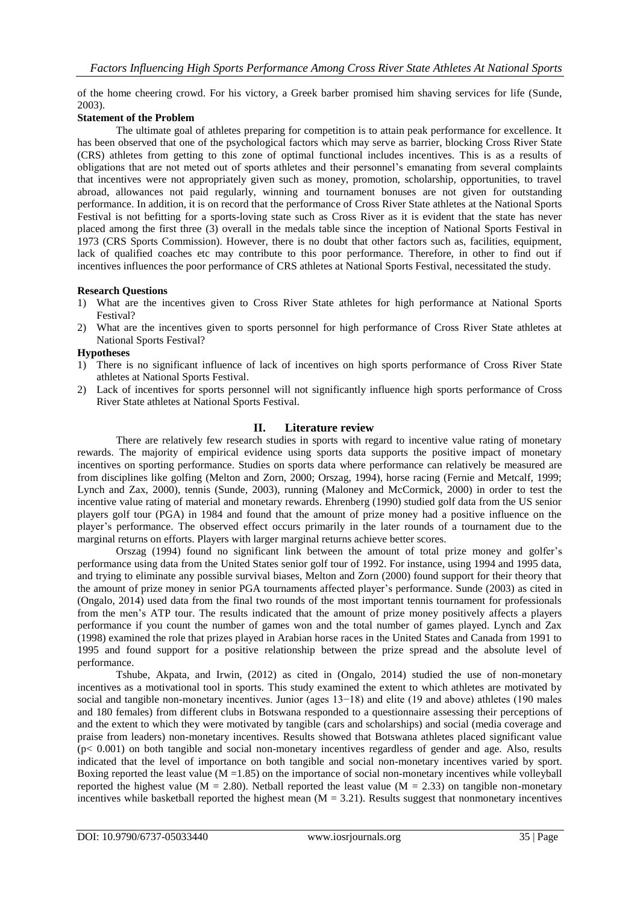of the home cheering crowd. For his victory, a Greek barber promised him shaving services for life (Sunde, 2003).

**Statement of the Problem**

The ultimate goal of athletes preparing for competition is to attain peak performance for excellence. It has been observed that one of the psychological factors which may serve as barrier, blocking Cross River State (CRS) athletes from getting to this zone of optimal functional includes incentives. This is as a results of obligations that are not meted out of sports athletes and their personnel's emanating from several complaints that incentives were not appropriately given such as money, promotion, scholarship, opportunities, to travel abroad, allowances not paid regularly, winning and tournament bonuses are not given for outstanding performance. In addition, it is on record that the performance of Cross River State athletes at the National Sports Festival is not befitting for a sports-loving state such as Cross River as it is evident that the state has never placed among the first three (3) overall in the medals table since the inception of National Sports Festival in 1973 (CRS Sports Commission). However, there is no doubt that other factors such as, facilities, equipment, lack of qualified coaches etc may contribute to this poor performance. Therefore, in other to find out if incentives influences the poor performance of CRS athletes at National Sports Festival, necessitated the study.

**Research Questions**

1) What are the incentives given to Cross River State athletes for high performance at National Sports Festival?
2) What are the incentives given to sports personnel for high performance of Cross River State athletes at National Sports Festival?

**Hypotheses**

1) There is no significant influence of lack of incentives on high sports performance of Cross River State athletes at National Sports Festival.
2) Lack of incentives for sports personnel will not significantly influence high sports performance of Cross River State athletes at National Sports Festival.

## II. Literature review

There are relatively few research studies in sports with regard to incentive value rating of monetary rewards. The majority of empirical evidence using sports data supports the positive impact of monetary incentives on sporting performance. Studies on sports data where performance can relatively be measured are from disciplines like golfing (Melton and Zorn, 2000; Orszag, 1994), horse racing (Fernie and Metcalf, 1999; Lynch and Zax, 2000), tennis (Sunde, 2003), running (Maloney and McCormick, 2000) in order to test the incentive value rating of material and monetary rewards. Ehrenberg (1990) studied golf data from the US senior players golf tour (PGA) in 1984 and found that the amount of prize money had a positive influence on the player's performance. The observed effect occurs primarily in the later rounds of a tournament due to the marginal returns on efforts. Players with larger marginal returns achieve better scores.

Orszag (1994) found no significant link between the amount of total prize money and golfer's performance using data from the United States senior golf tour of 1992. For instance, using 1994 and 1995 data, and trying to eliminate any possible survival biases, Melton and Zorn (2000) found support for their theory that the amount of prize money in senior PGA tournaments affected player's performance. Sunde (2003) as cited in (Ongalo, 2014) used data from the final two rounds of the most important tennis tournament for professionals from the men's ATP tour. The results indicated that the amount of prize money positively affects a players performance if you count the number of games won and the total number of games played. Lynch and Zax (1998) examined the role that prizes played in Arabian horse races in the United States and Canada from 1991 to 1995 and found support for a positive relationship between the prize spread and the absolute level of performance.

Tshube, Akpata, and Irwin, (2012) as cited in (Ongalo, 2014) studied the use of non-monetary incentives as a motivational tool in sports. This study examined the extent to which athletes are motivated by social and tangible non-monetary incentives. Junior (ages 13−18) and elite (19 and above) athletes (190 males and 180 females) from different clubs in Botswana responded to a questionnaire assessing their perceptions of and the extent to which they were motivated by tangible (cars and scholarships) and social (media coverage and praise from leaders) non-monetary incentives. Results showed that Botswana athletes placed significant value ($p < 0.001$) on both tangible and social non-monetary incentives regardless of gender and age. Also, results indicated that the level of importance on both tangible and social non-monetary incentives varied by sport. Boxing reported the least value ($M = 1.85$) on the importance of social non-monetary incentives while volleyball reported the highest value ($M = 2.80$). Netball reported the least value ($M = 2.33$) on tangible non-monetary incentives while basketball reported the highest mean ($M = 3.21$). Results suggest that nonmonetary incentives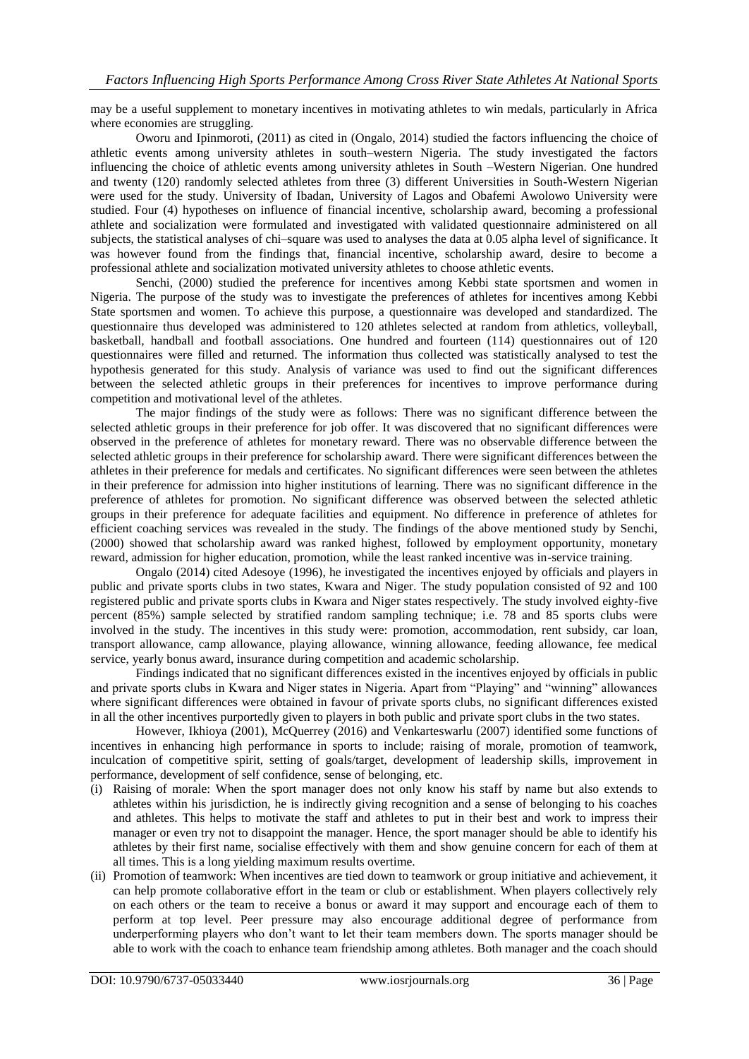may be a useful supplement to monetary incentives in motivating athletes to win medals, particularly in Africa where economies are struggling.

Oworu and Ipinmoroti, (2011) as cited in (Ongalo, 2014) studied the factors influencing the choice of athletic events among university athletes in south–western Nigeria. The study investigated the factors influencing the choice of athletic events among university athletes in South –Western Nigerian. One hundred and twenty (120) randomly selected athletes from three (3) different Universities in South-Western Nigerian were used for the study. University of Ibadan, University of Lagos and Obafemi Awolowo University were studied. Four (4) hypotheses on influence of financial incentive, scholarship award, becoming a professional athlete and socialization were formulated and investigated with validated questionnaire administered on all subjects, the statistical analyses of chi–square was used to analyses the data at 0.05 alpha level of significance. It was however found from the findings that, financial incentive, scholarship award, desire to become a professional athlete and socialization motivated university athletes to choose athletic events.

Senchi, (2000) studied the preference for incentives among Kebbi state sportsmen and women in Nigeria. The purpose of the study was to investigate the preferences of athletes for incentives among Kebbi State sportsmen and women. To achieve this purpose, a questionnaire was developed and standardized. The questionnaire thus developed was administered to 120 athletes selected at random from athletics, volleyball, basketball, handball and football associations. One hundred and fourteen (114) questionnaires out of 120 questionnaires were filled and returned. The information thus collected was statistically analysed to test the hypothesis generated for this study. Analysis of variance was used to find out the significant differences between the selected athletic groups in their preferences for incentives to improve performance during competition and motivational level of the athletes.

The major findings of the study were as follows: There was no significant difference between the selected athletic groups in their preference for job offer. It was discovered that no significant differences were observed in the preference of athletes for monetary reward. There was no observable difference between the selected athletic groups in their preference for scholarship award. There were significant differences between the athletes in their preference for medals and certificates. No significant differences were seen between the athletes in their preference for admission into higher institutions of learning. There was no significant difference in the preference of athletes for promotion. No significant difference was observed between the selected athletic groups in their preference for adequate facilities and equipment. No difference in preference of athletes for efficient coaching services was revealed in the study. The findings of the above mentioned study by Senchi, (2000) showed that scholarship award was ranked highest, followed by employment opportunity, monetary reward, admission for higher education, promotion, while the least ranked incentive was in-service training.

Ongalo (2014) cited Adesoye (1996), he investigated the incentives enjoyed by officials and players in public and private sports clubs in two states, Kwara and Niger. The study population consisted of 92 and 100 registered public and private sports clubs in Kwara and Niger states respectively. The study involved eighty-five percent (85%) sample selected by stratified random sampling technique; i.e. 78 and 85 sports clubs were involved in the study. The incentives in this study were: promotion, accommodation, rent subsidy, car loan, transport allowance, camp allowance, playing allowance, winning allowance, feeding allowance, fee medical service, yearly bonus award, insurance during competition and academic scholarship.

Findings indicated that no significant differences existed in the incentives enjoyed by officials in public and private sports clubs in Kwara and Niger states in Nigeria. Apart from "Playing" and "winning" allowances where significant differences were obtained in favour of private sports clubs, no significant differences existed in all the other incentives purportedly given to players in both public and private sport clubs in the two states.

However, Ikhioya (2001), McQuerrey (2016) and Venkarteswarlu (2007) identified some functions of incentives in enhancing high performance in sports to include; raising of morale, promotion of teamwork, inculcation of competitive spirit, setting of goals/target, development of leadership skills, improvement in performance, development of self confidence, sense of belonging, etc.

(i) Raising of morale: When the sport manager does not only know his staff by name but also extends to athletes within his jurisdiction, he is indirectly giving recognition and a sense of belonging to his coaches and athletes. This helps to motivate the staff and athletes to put in their best and work to impress their manager or even try not to disappoint the manager. Hence, the sport manager should be able to identify his athletes by their first name, socialise effectively with them and show genuine concern for each of them at all times. This is a long yielding maximum results overtime.

(ii) Promotion of teamwork: When incentives are tied down to teamwork or group initiative and achievement, it can help promote collaborative effort in the team or club or establishment. When players collectively rely on each others or the team to receive a bonus or award it may support and encourage each of them to perform at top level. Peer pressure may also encourage additional degree of performance from underperforming players who don't want to let their team members down. The sports manager should be able to work with the coach to enhance team friendship among athletes. Both manager and the coach should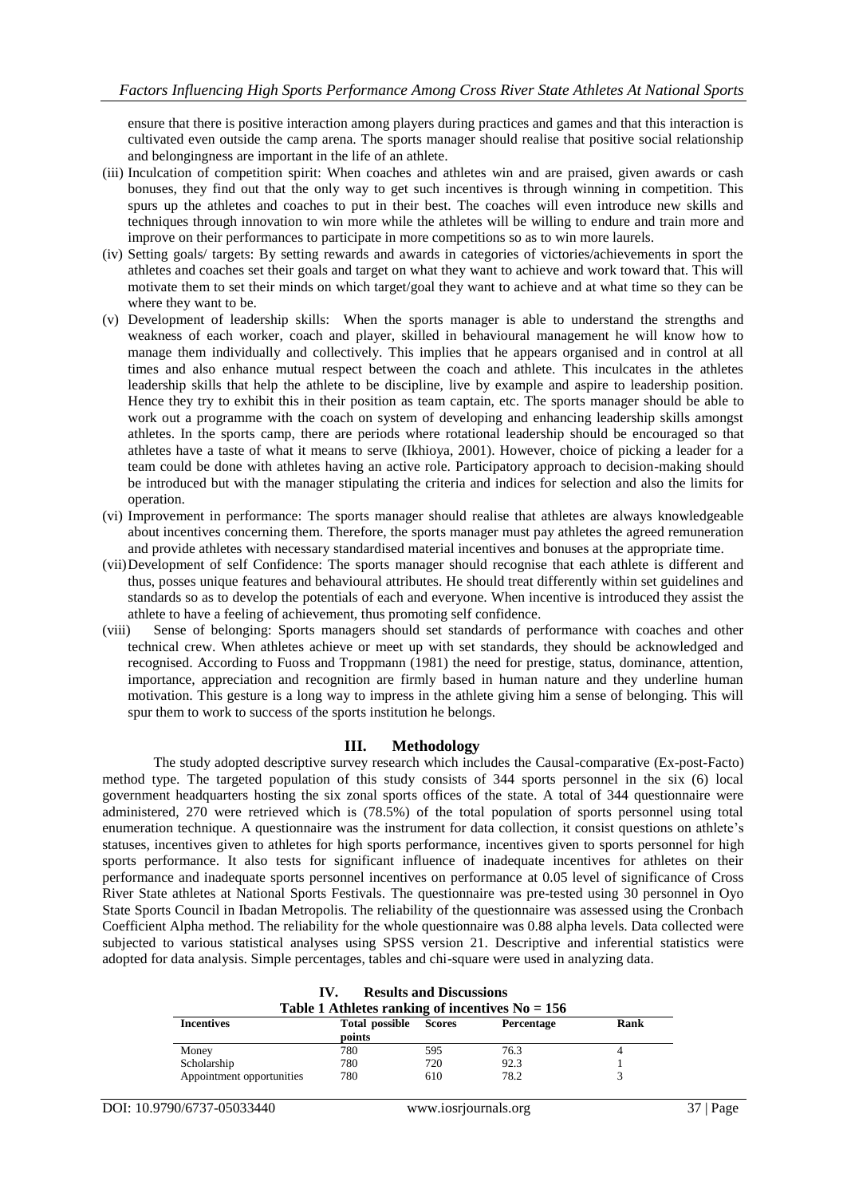ensure that there is positive interaction among players during practices and games and that this interaction is cultivated even outside the camp arena. The sports manager should realise that positive social relationship and belongingness are important in the life of an athlete.

(iii) Inculcation of competition spirit: When coaches and athletes win and are praised, given awards or cash bonuses, they find out that the only way to get such incentives is through winning in competition. This spurs up the athletes and coaches to put in their best. The coaches will even introduce new skills and techniques through innovation to win more while the athletes will be willing to endure and train more and improve on their performances to participate in more competitions so as to win more laurels.

(iv) Setting goals/ targets: By setting rewards and awards in categories of victories/achievements in sport the athletes and coaches set their goals and target on what they want to achieve and work toward that. This will motivate them to set their minds on which target/goal they want to achieve and at what time so they can be where they want to be.

(v) Development of leadership skills: When the sports manager is able to understand the strengths and weakness of each worker, coach and player, skilled in behavioural management he will know how to manage them individually and collectively. This implies that he appears organised and in control at all times and also enhance mutual respect between the coach and athlete. This inculcates in the athletes leadership skills that help the athlete to be discipline, live by example and aspire to leadership position. Hence they try to exhibit this in their position as team captain, etc. The sports manager should be able to work out a programme with the coach on system of developing and enhancing leadership skills amongst athletes. In the sports camp, there are periods where rotational leadership should be encouraged so that athletes have a taste of what it means to serve (Ikhioya, 2001). However, choice of picking a leader for a team could be done with athletes having an active role. Participatory approach to decision-making should be introduced but with the manager stipulating the criteria and indices for selection and also the limits for operation.

(vi) Improvement in performance: The sports manager should realise that athletes are always knowledgeable about incentives concerning them. Therefore, the sports manager must pay athletes the agreed remuneration and provide athletes with necessary standardised material incentives and bonuses at the appropriate time.

(vii) Development of self Confidence: The sports manager should recognise that each athlete is different and thus, posses unique features and behavioural attributes. He should treat differently within set guidelines and standards so as to develop the potentials of each and everyone. When incentive is introduced they assist the athlete to have a feeling of achievement, thus promoting self confidence.

(viii) Sense of belonging: Sports managers should set standards of performance with coaches and other technical crew. When athletes achieve or meet up with set standards, they should be acknowledged and recognised. According to Fuoss and Troppmann (1981) the need for prestige, status, dominance, attention, importance, appreciation and recognition are firmly based in human nature and they underline human motivation. This gesture is a long way to impress in the athlete giving him a sense of belonging. This will spur them to work to success of the sports institution he belongs.

## III. Methodology

The study adopted descriptive survey research which includes the Causal-comparative (Ex-post-Facto) method type. The targeted population of this study consists of 344 sports personnel in the six (6) local government headquarters hosting the six zonal sports offices of the state. A total of 344 questionnaire were administered, 270 were retrieved which is (78.5%) of the total population of sports personnel using total enumeration technique. A questionnaire was the instrument for data collection, it consist questions on athlete's statuses, incentives given to athletes for high sports performance, incentives given to sports personnel for high sports performance. It also tests for significant influence of inadequate incentives for athletes on their performance and inadequate sports personnel incentives on performance at 0.05 level of significance of Cross River State athletes at National Sports Festivals. The questionnaire was pre-tested using 30 personnel in Oyo State Sports Council in Ibadan Metropolis. The reliability of the questionnaire was assessed using the Cronbach Coefficient Alpha method. The reliability for the whole questionnaire was 0.88 alpha levels. Data collected were subjected to various statistical analyses using SPSS version 21. Descriptive and inferential statistics were adopted for data analysis. Simple percentages, tables and chi-square were used in analyzing data.

## IV. Results and Discussions

**Table 1 Athletes ranking of incentives No = 156**

| Incentives | Total possible points | Scores | Percentage | Rank |
|---|---|---|---|---|
| Money | 780 | 595 | 76.3 | 4 |
| Scholarship | 780 | 720 | 92.3 | 1 |
| Appointment opportunities | 780 | 610 | 78.2 | 3 |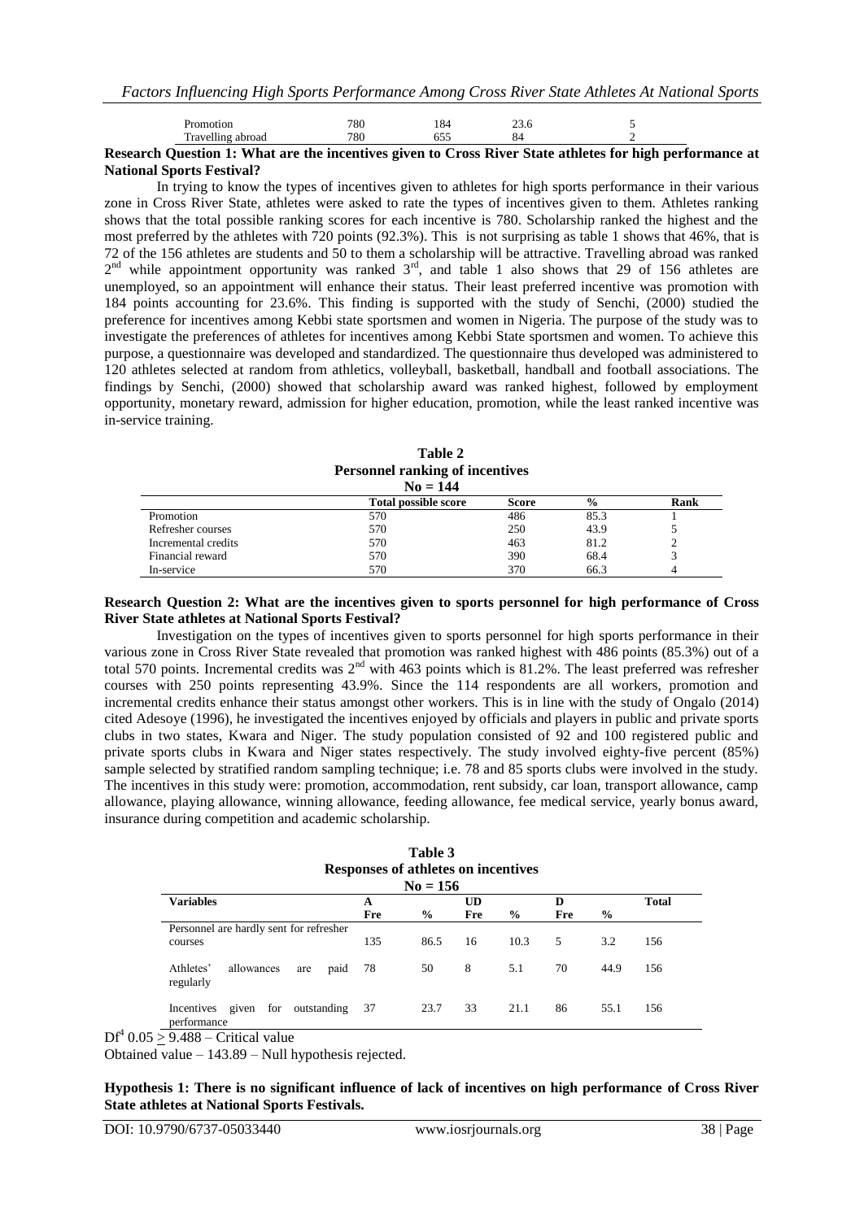| Promotion | 780 | 184 | 23.6 | 5 |
|---|---|---|---|---|
| Travelling abroad | 780 | 655 | 84 | 2 |

**Research Question 1: What are the incentives given to Cross River State athletes for high performance at National Sports Festival?**

In trying to know the types of incentives given to athletes for high sports performance in their various zone in Cross River State, athletes were asked to rate the types of incentives given to them. Athletes ranking shows that the total possible ranking scores for each incentive is 780. Scholarship ranked the highest and the most preferred by the athletes with 720 points (92.3%). This is not surprising as table 1 shows that 46%, that is 72 of the 156 athletes are students and 50 to them a scholarship will be attractive. Travelling abroad was ranked 2nd while appointment opportunity was ranked 3rd, and table 1 also shows that 29 of 156 athletes are unemployed, so an appointment will enhance their status. Their least preferred incentive was promotion with 184 points accounting for 23.6%. This finding is supported with the study of Senchi, (2000) studied the preference for incentives among Kebbi state sportsmen and women in Nigeria. The purpose of the study was to investigate the preferences of athletes for incentives among Kebbi State sportsmen and women. To achieve this purpose, a questionnaire was developed and standardized. The questionnaire thus developed was administered to 120 athletes selected at random from athletics, volleyball, basketball, handball and football associations. The findings by Senchi, (2000) showed that scholarship award was ranked highest, followed by employment opportunity, monetary reward, admission for higher education, promotion, while the least ranked incentive was in-service training.

**Table 2**
**Personnel ranking of incentives**
**No = 144**

| | Total possible score | Score | % | Rank |
|---|---|---|---|---|
| Promotion | 570 | 486 | 85.3 | 1 |
| Refresher courses | 570 | 250 | 43.9 | 5 |
| Incremental credits | 570 | 463 | 81.2 | 2 |
| Financial reward | 570 | 390 | 68.4 | 3 |
| In-service | 570 | 370 | 66.3 | 4 |

**Research Question 2: What are the incentives given to sports personnel for high performance of Cross River State athletes at National Sports Festival?**

Investigation on the types of incentives given to sports personnel for high sports performance in their various zone in Cross River State revealed that promotion was ranked highest with 486 points (85.3%) out of a total 570 points. Incremental credits was 2nd with 463 points which is 81.2%. The least preferred was refresher courses with 250 points representing 43.9%. Since the 114 respondents are all workers, promotion and incremental credits enhance their status amongst other workers. This is in line with the study of Ongalo (2014) cited Adesoye (1996), he investigated the incentives enjoyed by officials and players in public and private sports clubs in two states, Kwara and Niger. The study population consisted of 92 and 100 registered public and private sports clubs in Kwara and Niger states respectively. The study involved eighty-five percent (85%) sample selected by stratified random sampling technique; i.e. 78 and 85 sports clubs were involved in the study. The incentives in this study were: promotion, accommodation, rent subsidy, car loan, transport allowance, camp allowance, playing allowance, winning allowance, feeding allowance, fee medical service, yearly bonus award, insurance during competition and academic scholarship.

**Table 3**
**Responses of athletes on incentives**
**No = 156**

| Variables | A Fre | % | UD Fre | % | D Fre | % | Total |
|---|---|---|---|---|---|---|---|
| Personnel are hardly sent for refresher courses | 135 | 86.5 | 16 | 10.3 | 5 | 3.2 | 156 |
| Athletes' allowances are paid regularly | 78 | 50 | 8 | 5.1 | 70 | 44.9 | 156 |
| Incentives given for outstanding performance | 37 | 23.7 | 33 | 21.1 | 86 | 55.1 | 156 |

$Df^4$ $0.05 \geq 9.488$ – Critical value

Obtained value – 143.89 – Null hypothesis rejected.

**Hypothesis 1: There is no significant influence of lack of incentives on high performance of Cross River State athletes at National Sports Festivals.**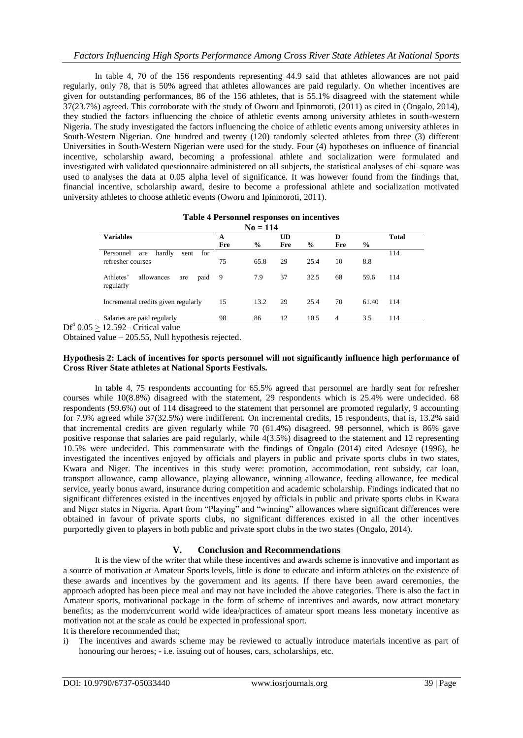In table 4, 70 of the 156 respondents representing 44.9 said that athletes allowances are not paid regularly, only 78, that is 50% agreed that athletes allowances are paid regularly. On whether incentives are given for outstanding performances, 86 of the 156 athletes, that is 55.1% disagreed with the statement while 37(23.7%) agreed. This corroborate with the study of Oworu and Ipinmoroti, (2011) as cited in (Ongalo, 2014), they studied the factors influencing the choice of athletic events among university athletes in south-western Nigeria. The study investigated the factors influencing the choice of athletic events among university athletes in South-Western Nigerian. One hundred and twenty (120) randomly selected athletes from three (3) different Universities in South-Western Nigerian were used for the study. Four (4) hypotheses on influence of financial incentive, scholarship award, becoming a professional athlete and socialization were formulated and investigated with validated questionnaire administered on all subjects, the statistical analyses of chi–square was used to analyses the data at 0.05 alpha level of significance. It was however found from the findings that, financial incentive, scholarship award, desire to become a professional athlete and socialization motivated university athletes to choose athletic events (Oworu and Ipinmoroti, 2011).

**Table 4 Personnel responses on incentives**

**No = 114**

| Variables | A | | UD | | D | | Total |
|---|---|---|---|---|---|---|---|
| | Fre | % | Fre | % | Fre | % | |
| Personnel are hardly sent for refresher courses | 75 | 65.8 | 29 | 25.4 | 10 | 8.8 | 114 |
| Athletes' allowances are paid regularly | 9 | 7.9 | 37 | 32.5 | 68 | 59.6 | 114 |
| Incremental credits given regularly | 15 | 13.2 | 29 | 25.4 | 70 | 61.40 | 114 |
| Salaries are paid regularly | 98 | 86 | 12 | 10.5 | 4 | 3.5 | 114 |

$Df^4$ 0.05 $\geq$ 12.592– Critical value

Obtained value – 205.55, Null hypothesis rejected.

**Hypothesis 2: Lack of incentives for sports personnel will not significantly influence high performance of Cross River State athletes at National Sports Festivals.**

In table 4, 75 respondents accounting for 65.5% agreed that personnel are hardly sent for refresher courses while 10(8.8%) disagreed with the statement, 29 respondents which is 25.4% were undecided. 68 respondents (59.6%) out of 114 disagreed to the statement that personnel are promoted regularly, 9 accounting for 7.9% agreed while 37(32.5%) were indifferent. On incremental credits, 15 respondents, that is, 13.2% said that incremental credits are given regularly while 70 (61.4%) disagreed. 98 personnel, which is 86% gave positive response that salaries are paid regularly, while 4(3.5%) disagreed to the statement and 12 representing 10.5% were undecided. This commensurate with the findings of Ongalo (2014) cited Adesoye (1996), he investigated the incentives enjoyed by officials and players in public and private sports clubs in two states, Kwara and Niger. The incentives in this study were: promotion, accommodation, rent subsidy, car loan, transport allowance, camp allowance, playing allowance, winning allowance, feeding allowance, fee medical service, yearly bonus award, insurance during competition and academic scholarship. Findings indicated that no significant differences existed in the incentives enjoyed by officials in public and private sports clubs in Kwara and Niger states in Nigeria. Apart from "Playing" and "winning" allowances where significant differences were obtained in favour of private sports clubs, no significant differences existed in all the other incentives purportedly given to players in both public and private sport clubs in the two states (Ongalo, 2014).

## V. Conclusion and Recommendations

It is the view of the writer that while these incentives and awards scheme is innovative and important as a source of motivation at Amateur Sports levels, little is done to educate and inform athletes on the existence of these awards and incentives by the government and its agents. If there have been award ceremonies, the approach adopted has been piece meal and may not have included the above categories. There is also the fact in Amateur sports, motivational package in the form of scheme of incentives and awards, now attract monetary benefits; as the modern/current world wide idea/practices of amateur sport means less monetary incentive as motivation not at the scale as could be expected in professional sport.

It is therefore recommended that;

i) The incentives and awards scheme may be reviewed to actually introduce materials incentive as part of honouring our heroes; - i.e. issuing out of houses, cars, scholarships, etc.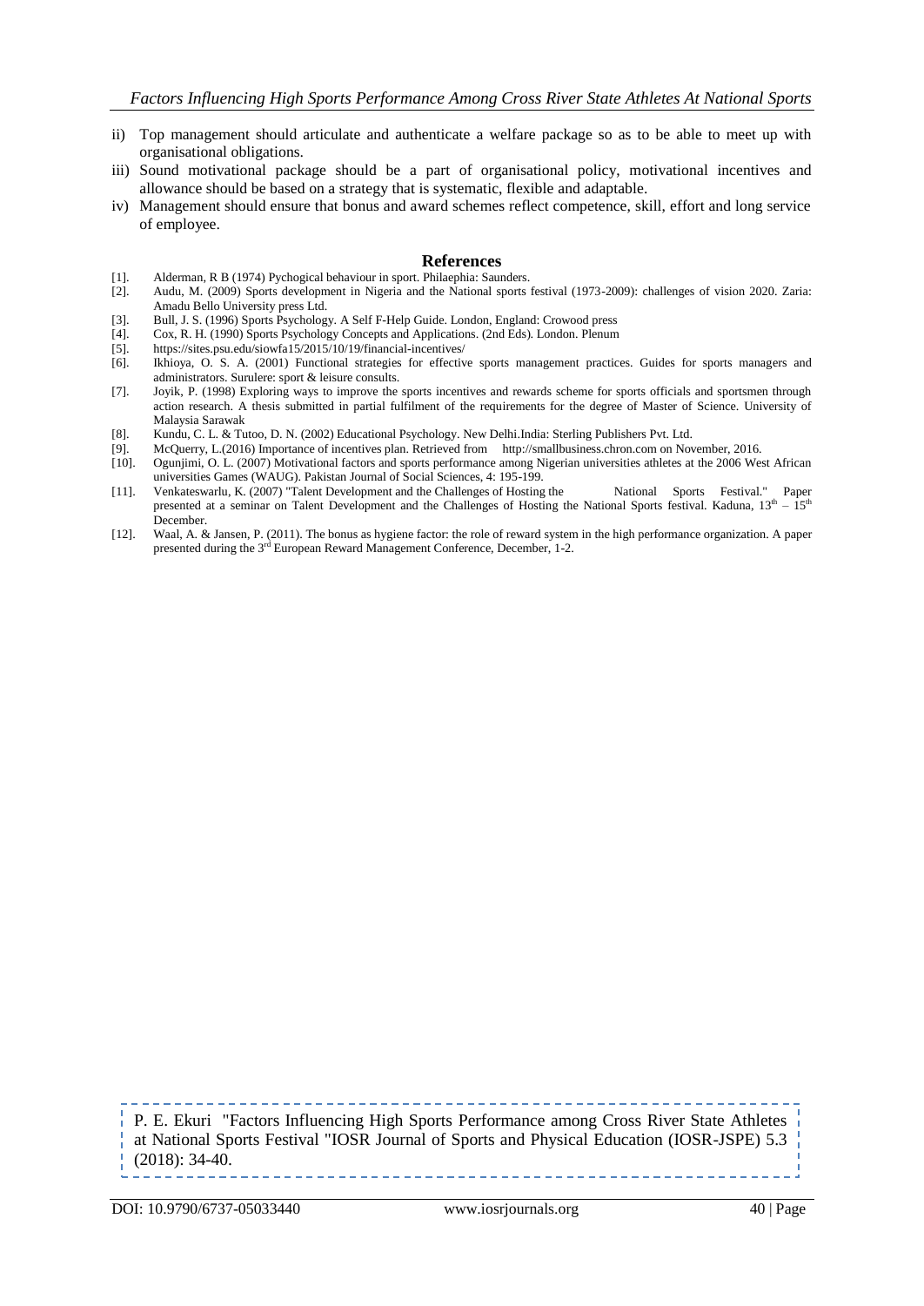ii) Top management should articulate and authenticate a welfare package so as to be able to meet up with organisational obligations.

iii) Sound motivational package should be a part of organisational policy, motivational incentives and allowance should be based on a strategy that is systematic, flexible and adaptable.

iv) Management should ensure that bonus and award schemes reflect competence, skill, effort and long service of employee.

## References

[1]. Alderman, R B (1974) Pychogical behaviour in sport. Philaephia: Saunders.

[2]. Audu, M. (2009) Sports development in Nigeria and the National sports festival (1973-2009): challenges of vision 2020. Zaria: Amadu Bello University press Ltd.

[3]. Bull, J. S. (1996) Sports Psychology. A Self F-Help Guide. London, England: Crowood press

[4]. Cox, R. H. (1990) Sports Psychology Concepts and Applications. (2nd Eds). London. Plenum

[5]. https://sites.psu.edu/siowfa15/2015/10/19/financial-incentives/

[6]. Ikhioya, O. S. A. (2001) Functional strategies for effective sports management practices. Guides for sports managers and administrators. Surulere: sport & leisure consults.

[7]. Joyik, P. (1998) Exploring ways to improve the sports incentives and rewards scheme for sports officials and sportsmen through action research. A thesis submitted in partial fulfilment of the requirements for the degree of Master of Science. University of Malaysia Sarawak

[8]. Kundu, C. L. & Tutoo, D. N. (2002) Educational Psychology. New Delhi.India: Sterling Publishers Pvt. Ltd.

[9]. McQuerry, L.(2016) Importance of incentives plan. Retrieved from http://smallbusiness.chron.com on November, 2016.

[10]. Ogunjimi, O. L. (2007) Motivational factors and sports performance among Nigerian universities athletes at the 2006 West African universities Games (WAUG). Pakistan Journal of Social Sciences, 4: 195-199.

[11]. Venkateswarlu, K. (2007) "Talent Development and the Challenges of Hosting the National Sports Festival." Paper presented at a seminar on Talent Development and the Challenges of Hosting the National Sports festival. Kaduna, 13th – 15th December.

[12]. Waal, A. & Jansen, P. (2011). The bonus as hygiene factor: the role of reward system in the high performance organization. A paper presented during the 3rd European Reward Management Conference, December, 1-2.

P. E. Ekuri "Factors Influencing High Sports Performance among Cross River State Athletes at National Sports Festival "IOSR Journal of Sports and Physical Education (IOSR-JSPE) 5.3 (2018): 34-40.